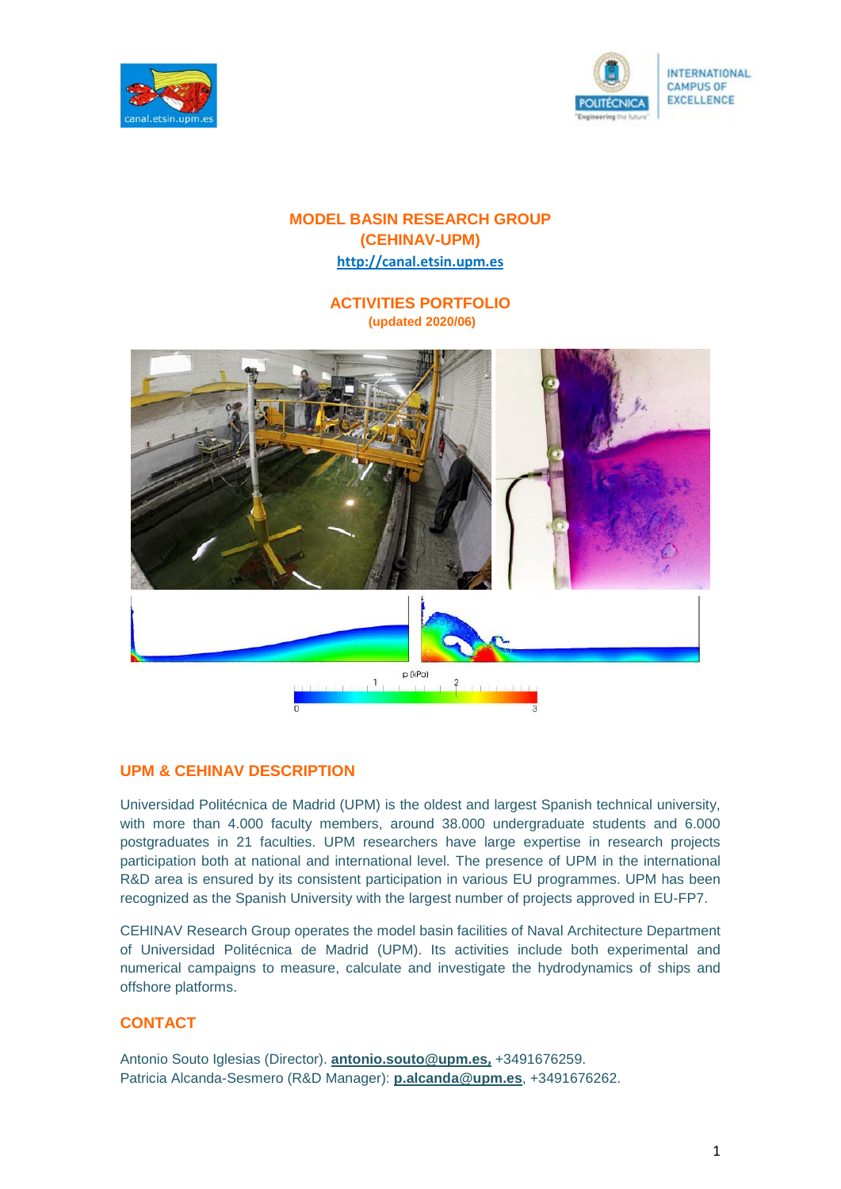# MODEL BASIN RESEARCH GROUP
# (CEHINAV-UPM)

**http://canal.etsin.upm.es**

## ACTIVITIES PORTFOLIO

**(updated 2020/06)**

## UPM & CEHINAV DESCRIPTION

Universidad Politécnica de Madrid (UPM) is the oldest and largest Spanish technical university, with more than 4.000 faculty members, around 38.000 undergraduate students and 6.000 postgraduates in 21 faculties. UPM researchers have large expertise in research projects participation both at national and international level. The presence of UPM in the international R&D area is ensured by its consistent participation in various EU programmes. UPM has been recognized as the Spanish University with the largest number of projects approved in EU-FP7.

CEHINAV Research Group operates the model basin facilities of Naval Architecture Department of Universidad Politécnica de Madrid (UPM). Its activities include both experimental and numerical campaigns to measure, calculate and investigate the hydrodynamics of ships and offshore platforms.

## CONTACT

Antonio Souto Iglesias (Director). **antonio.souto@upm.es,** +3491676259.
Patricia Alcanda-Sesmero (R&D Manager): **p.alcanda@upm.es**, +3491676262.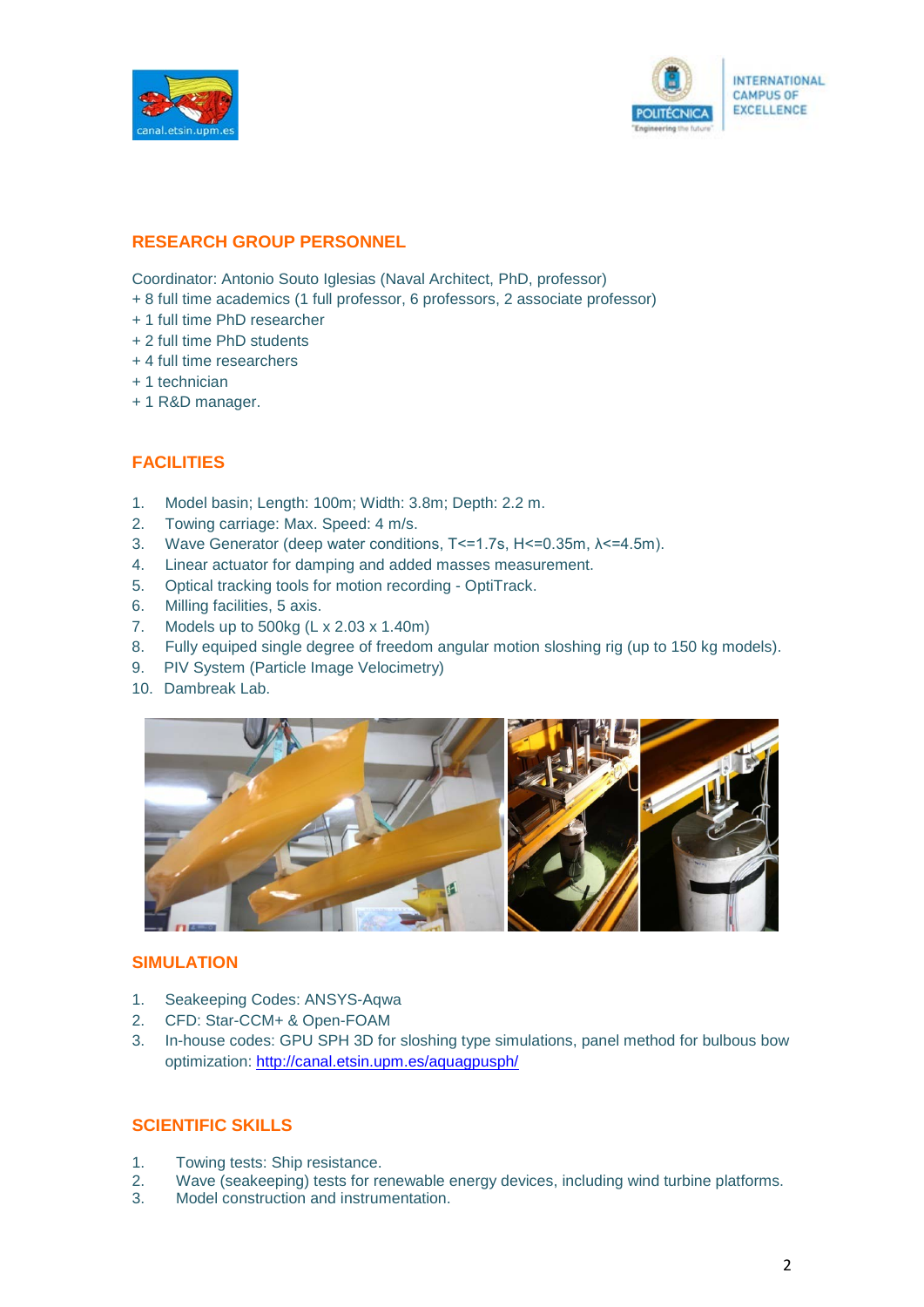## RESEARCH GROUP PERSONNEL

Coordinator: Antonio Souto Iglesias (Naval Architect, PhD, professor)
+ 8 full time academics (1 full professor, 6 professors, 2 associate professor)
+ 1 full time PhD researcher
+ 2 full time PhD students
+ 4 full time researchers
+ 1 technician
+ 1 R&D manager.

## FACILITIES

1. Model basin; Length: 100m; Width: 3.8m; Depth: 2.2 m.
2. Towing carriage: Max. Speed: 4 m/s.
3. Wave Generator (deep water conditions, T<=1.7s, H<=0.35m, λ<=4.5m).
4. Linear actuator for damping and added masses measurement.
5. Optical tracking tools for motion recording - OptiTrack.
6. Milling facilities, 5 axis.
7. Models up to 500kg (L x 2.03 x 1.40m)
8. Fully equiped single degree of freedom angular motion sloshing rig (up to 150 kg models).
9. PIV System (Particle Image Velocimetry)
10. Dambreak Lab.

## SIMULATION

1. Seakeeping Codes: ANSYS-Aqwa
2. CFD: Star-CCM+ & Open-FOAM
3. In-house codes: GPU SPH 3D for sloshing type simulations, panel method for bulbous bow optimization: http://canal.etsin.upm.es/aquagpusph/

## SCIENTIFIC SKILLS

1. Towing tests: Ship resistance.
2. Wave (seakeeping) tests for renewable energy devices, including wind turbine platforms.
3. Model construction and instrumentation.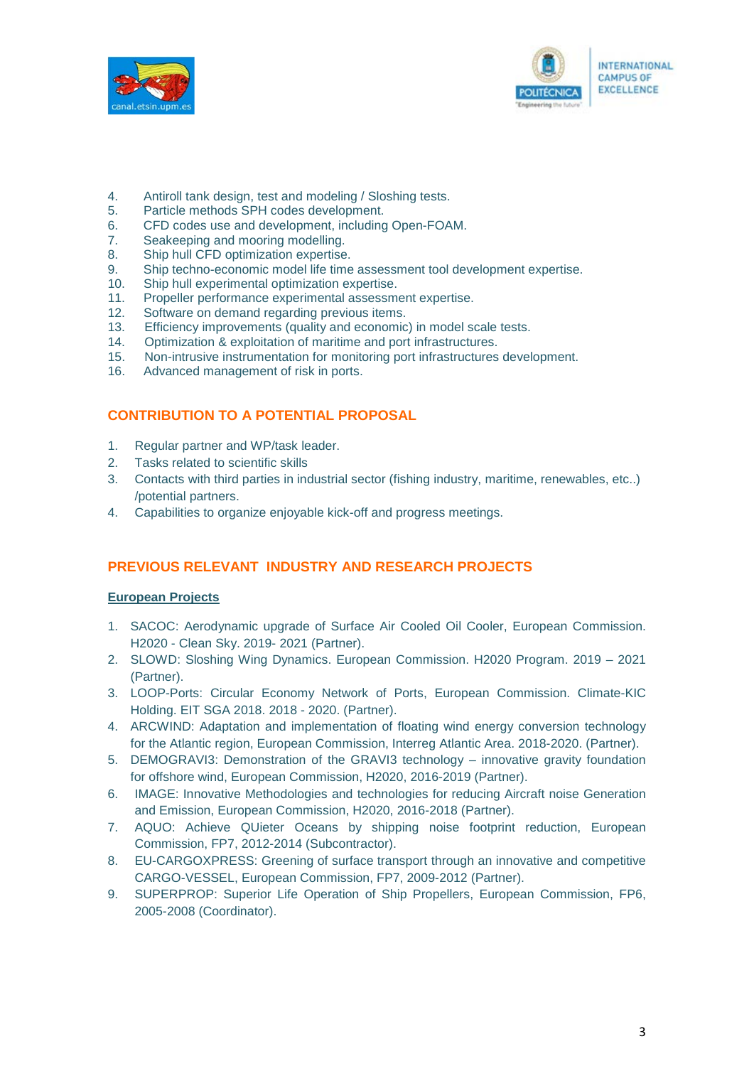4. Antiroll tank design, test and modeling / Sloshing tests.
5. Particle methods SPH codes development.
6. CFD codes use and development, including Open-FOAM.
7. Seakeeping and mooring modelling.
8. Ship hull CFD optimization expertise.
9. Ship techno-economic model life time assessment tool development expertise.
10. Ship hull experimental optimization expertise.
11. Propeller performance experimental assessment expertise.
12. Software on demand regarding previous items.
13. Efficiency improvements (quality and economic) in model scale tests.
14. Optimization & exploitation of maritime and port infrastructures.
15. Non-intrusive instrumentation for monitoring port infrastructures development.
16. Advanced management of risk in ports.

## CONTRIBUTION TO A POTENTIAL PROPOSAL

1. Regular partner and WP/task leader.
2. Tasks related to scientific skills
3. Contacts with third parties in industrial sector (fishing industry, maritime, renewables, etc..) /potential partners.
4. Capabilities to organize enjoyable kick-off and progress meetings.

## PREVIOUS RELEVANT INDUSTRY AND RESEARCH PROJECTS

### European Projects

1. SACOC: Aerodynamic upgrade of Surface Air Cooled Oil Cooler, European Commission. H2020 - Clean Sky. 2019- 2021 (Partner).
2. SLOWD: Sloshing Wing Dynamics. European Commission. H2020 Program. 2019 – 2021 (Partner).
3. LOOP-Ports: Circular Economy Network of Ports, European Commission. Climate-KIC Holding. EIT SGA 2018. 2018 - 2020. (Partner).
4. ARCWIND: Adaptation and implementation of floating wind energy conversion technology for the Atlantic region, European Commission, Interreg Atlantic Area. 2018-2020. (Partner).
5. DEMOGRAVI3: Demonstration of the GRAVI3 technology – innovative gravity foundation for offshore wind, European Commission, H2020, 2016-2019 (Partner).
6. IMAGE: Innovative Methodologies and technologies for reducing Aircraft noise Generation and Emission, European Commission, H2020, 2016-2018 (Partner).
7. AQUO: Achieve QUieter Oceans by shipping noise footprint reduction, European Commission, FP7, 2012-2014 (Subcontractor).
8. EU-CARGOXPRESS: Greening of surface transport through an innovative and competitive CARGO-VESSEL, European Commission, FP7, 2009-2012 (Partner).
9. SUPERPROP: Superior Life Operation of Ship Propellers, European Commission, FP6, 2005-2008 (Coordinator).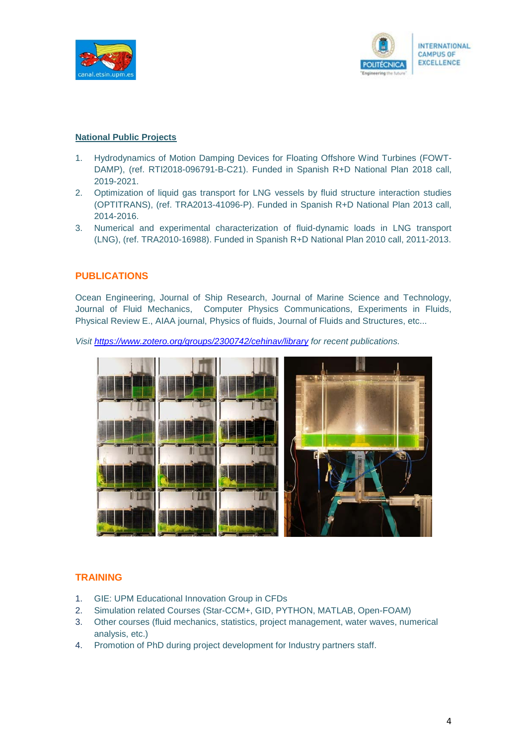## National Public Projects

1. Hydrodynamics of Motion Damping Devices for Floating Offshore Wind Turbines (FOWT-DAMP), (ref. RTI2018-096791-B-C21). Funded in Spanish R+D National Plan 2018 call, 2019-2021.
2. Optimization of liquid gas transport for LNG vessels by fluid structure interaction studies (OPTITRANS), (ref. TRA2013-41096-P). Funded in Spanish R+D National Plan 2013 call, 2014-2016.
3. Numerical and experimental characterization of fluid-dynamic loads in LNG transport (LNG), (ref. TRA2010-16988). Funded in Spanish R+D National Plan 2010 call, 2011-2013.

## PUBLICATIONS

Ocean Engineering, Journal of Ship Research, Journal of Marine Science and Technology, Journal of Fluid Mechanics, Computer Physics Communications, Experiments in Fluids, Physical Review E., AIAA journal, Physics of fluids, Journal of Fluids and Structures, etc...

*Visit [https://www.zotero.org/groups/2300742/cehinav/library](https://www.zotero.org/groups/2300742/cehinav/library) for recent publications.*

## TRAINING

1. GIE: UPM Educational Innovation Group in CFDs
2. Simulation related Courses (Star-CCM+, GID, PYTHON, MATLAB, Open-FOAM)
3. Other courses (fluid mechanics, statistics, project management, water waves, numerical analysis, etc.)
4. Promotion of PhD during project development for Industry partners staff.